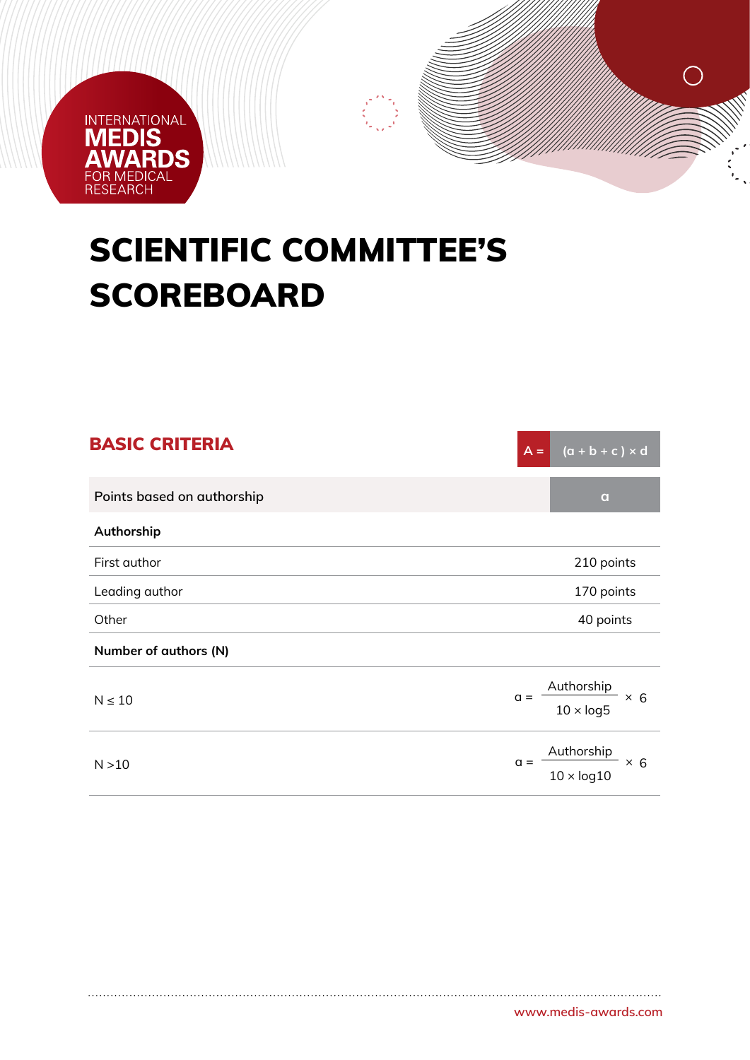INTERNATIONAL **MEDIS AWARDS** FOR MEDICAL RESEARCH

# SCIENTIFIC COMMITTEE'S SCOREBOARD

## BASIC CRITERIA

$A = (a + b + c) \times d$

| Points based on authorship | a |
|---|---|
| **Authorship** | |
| First author | 210 points |
| Leading author | 170 points |
| Other | 40 points |
| **Number of authors (N)** | |
| $N \leq 10$ | $a = \frac{\text{Authorship}}{10 \times \log 5} \times 6$ |
| $N > 10$ | $a = \frac{\text{Authorship}}{10 \times \log 10} \times 6$ |

www.medis-awards.com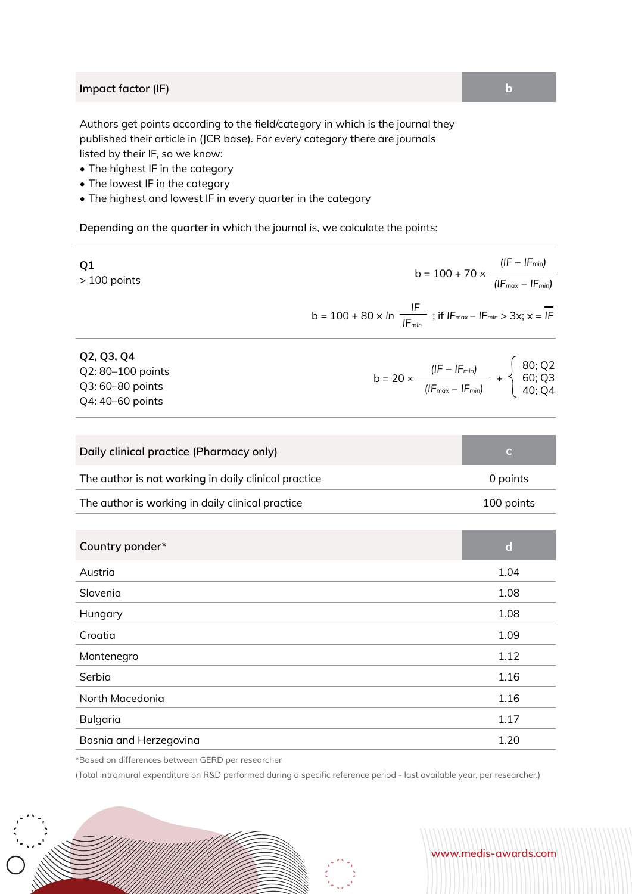| Impact factor (IF) | b |
|---|---|

Authors get points according to the field/category in which is the journal they published their article in (JCR base). For every category there are journals listed by their IF, so we know:

- The highest IF in the category
- The lowest IF in the category
- The highest and lowest IF in every quarter in the category

**Depending on the quarter** in which the journal is, we calculate the points:

**Q1**
> 100 points

$$b = 100 + 70 \times \frac{(IF - IF_{min})}{(IF_{max} - IF_{min})}$$

$$b = 100 + 80 \times \ln \frac{IF}{IF_{min}} \text{ ; if } IF_{max} - IF_{min} > 3x; \ x = \overline{IF}$$

**Q2, Q3, Q4**
Q2: 80–100 points
Q3: 60–80 points
Q4: 40–60 points

$$b = 20 \times \frac{(IF - IF_{min})}{(IF_{max} - IF_{min})} + \begin{cases} 80; & Q2 \\ 60; & Q3 \\ 40; & Q4 \end{cases}$$

| Daily clinical practice (Pharmacy only) | c |
|---|---|
| The author is **not working** in daily clinical practice | 0 points |
| The author is **working** in daily clinical practice | 100 points |

| Country ponder* | d |
|---|---|
| Austria | 1.04 |
| Slovenia | 1.08 |
| Hungary | 1.08 |
| Croatia | 1.09 |
| Montenegro | 1.12 |
| Serbia | 1.16 |
| North Macedonia | 1.16 |
| Bulgaria | 1.17 |
| Bosnia and Herzegovina | 1.20 |

*Based on differences between GERD per researcher

(Total intramural expenditure on R&D performed during a specific reference period - last available year, per researcher.)

www.medis-awards.com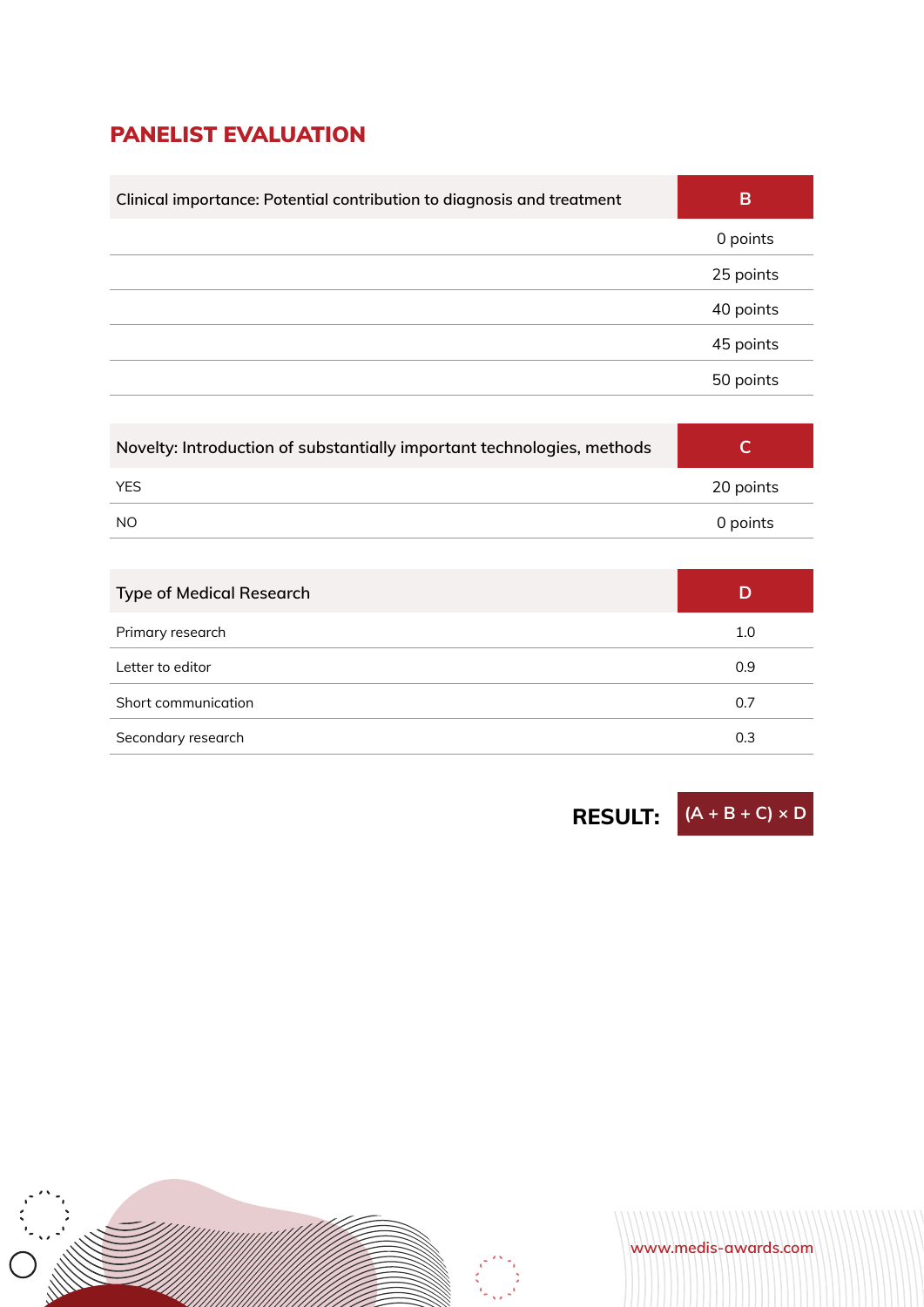## PANELIST EVALUATION

| Clinical importance: Potential contribution to diagnosis and treatment | B |
|---|---|
| | 0 points |
| | 25 points |
| | 40 points |
| | 45 points |
| | 50 points |

| Novelty: Introduction of substantially important technologies, methods | C |
|---|---|
| YES | 20 points |
| NO | 0 points |

| Type of Medical Research | D |
|---|---|
| Primary research | 1.0 |
| Letter to editor | 0.9 |
| Short communication | 0.7 |
| Secondary research | 0.3 |

**RESULT:** **(A + B + C) × D**

www.medis-awards.com